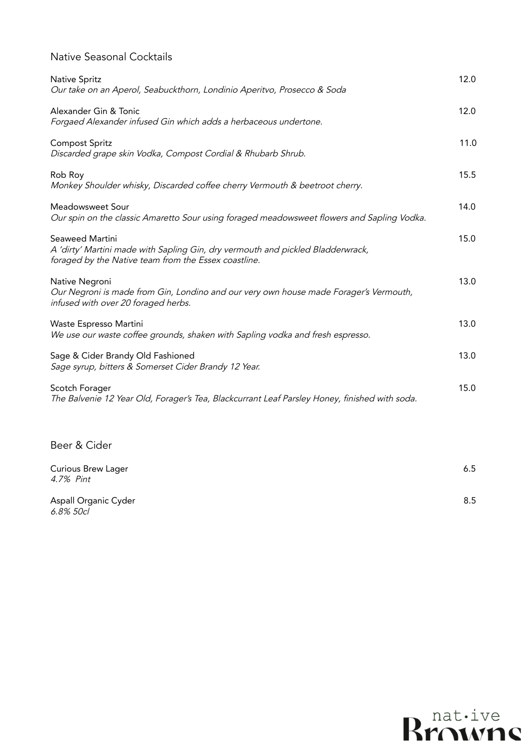## Native Seasonal Cocktails

Native Spritz — 12.0
*Our take on an Aperol, Seabuckthorn, Londinio Aperitvo, Prosecco & Soda*

Alexander Gin & Tonic — 12.0
*Forgaed Alexander infused Gin which adds a herbaceous undertone.*

Compost Spritz — 11.0
*Discarded grape skin Vodka, Compost Cordial & Rhubarb Shrub.*

Rob Roy — 15.5
*Monkey Shoulder whisky, Discarded coffee cherry Vermouth & beetroot cherry.*

Meadowsweet Sour — 14.0
*Our spin on the classic Amaretto Sour using foraged meadowsweet flowers and Sapling Vodka.*

Seaweed Martini — 15.0
*A 'dirty' Martini made with Sapling Gin, dry vermouth and pickled Bladderwrack, foraged by the Native team from the Essex coastline.*

Native Negroni — 13.0
*Our Negroni is made from Gin, Londino and our very own house made Forager's Vermouth, infused with over 20 foraged herbs.*

Waste Espresso Martini — 13.0
*We use our waste coffee grounds, shaken with Sapling vodka and fresh espresso.*

Sage & Cider Brandy Old Fashioned — 13.0
*Sage syrup, bitters & Somerset Cider Brandy 12 Year.*

Scotch Forager — 15.0
*The Balvenie 12 Year Old, Forager's Tea, Blackcurrant Leaf Parsley Honey, finished with soda.*

## Beer & Cider

Curious Brew Lager — 6.5
*4.7% Pint*

Aspall Organic Cyder — 8.5
*6.8% 50cl*

nat·ive Browns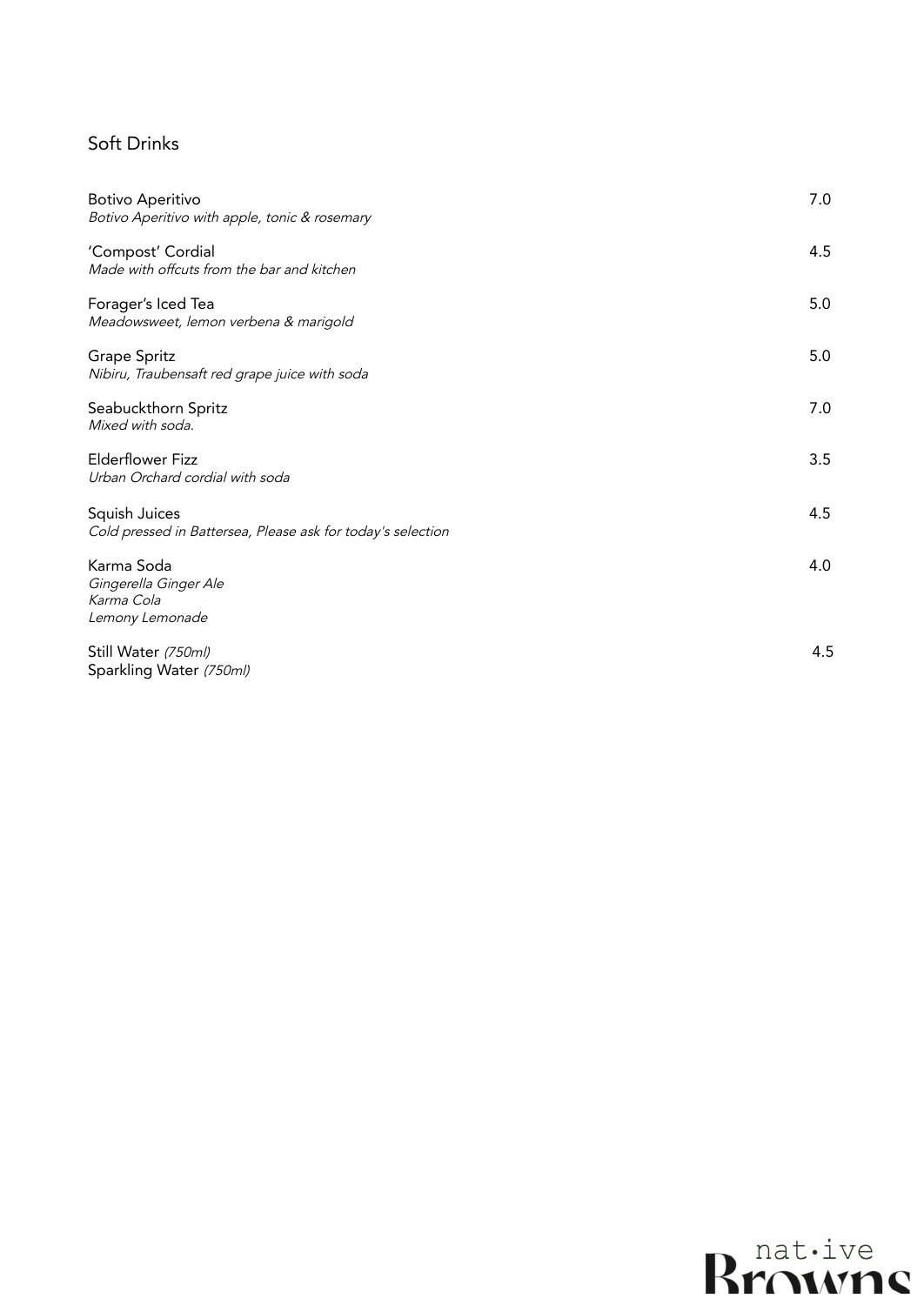## Soft Drinks

| | |
|---|---|
| Botivo Aperitivo<br>*Botivo Aperitivo with apple, tonic & rosemary* | 7.0 |
| 'Compost' Cordial<br>*Made with offcuts from the bar and kitchen* | 4.5 |
| Forager's Iced Tea<br>*Meadowsweet, lemon verbena & marigold* | 5.0 |
| Grape Spritz<br>*Nibiru, Traubensaft red grape juice with soda* | 5.0 |
| Seabuckthorn Spritz<br>*Mixed with soda.* | 7.0 |
| Elderflower Fizz<br>*Urban Orchard cordial with soda* | 3.5 |
| Squish Juices<br>*Cold pressed in Battersea, Please ask for today's selection* | 4.5 |
| Karma Soda<br>*Gingerella Ginger Ale*<br>*Karma Cola*<br>*Lemony Lemonade* | 4.0 |
| Still Water *(750ml)*<br>Sparkling Water *(750ml)* | 4.5 |

nat·ive Browns